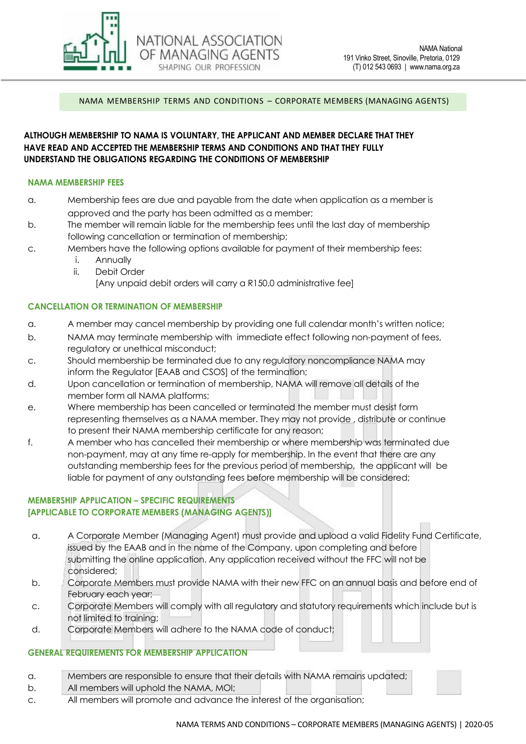NATIONAL ASSOCIATION OF MANAGING AGENTS
SHAPING OUR PROFESSION

NAMA National
191 Vinko Street, Sinoville, Pretoria, 0129
(T) 012 543 0693 | www.nama.org.za

NAMA MEMBERSHIP TERMS AND CONDITIONS – CORPORATE MEMBERS (MANAGING AGENTS)

**ALTHOUGH MEMBERSHIP TO NAMA IS VOLUNTARY, THE APPLICANT AND MEMBER DECLARE THAT THEY HAVE READ AND ACCEPTED THE MEMBERSHIP TERMS AND CONDITIONS AND THAT THEY FULLY UNDERSTAND THE OBLIGATIONS REGARDING THE CONDITIONS OF MEMBERSHIP**

## NAMA MEMBERSHIP FEES

a. Membership fees are due and payable from the date when application as a member is approved and the party has been admitted as a member;

b. The member will remain liable for the membership fees until the last day of membership following cancellation or termination of membership;

c. Members have the following options available for payment of their membership fees:
   i. Annually
   ii. Debit Order
   [Any unpaid debit orders will carry a R150.0 administrative fee]

## CANCELLATION OR TERMINATION OF MEMBERSHIP

a. A member may cancel membership by providing one full calendar month's written notice;

b. NAMA may terminate membership with immediate effect following non-payment of fees, regulatory or unethical misconduct;

c. Should membership be terminated due to any regulatory noncompliance NAMA may inform the Regulator [EAAB and CSOS] of the termination;

d. Upon cancellation or termination of membership, NAMA will remove all details of the member form all NAMA platforms;

e. Where membership has been cancelled or terminated the member must desist form representing themselves as a NAMA member. They may not provide , distribute or continue to present their NAMA membership certificate for any reason;

f. A member who has cancelled their membership or where membership was terminated due non-payment, may at any time re-apply for membership. In the event that there are any outstanding membership fees for the previous period of membership, the applicant will be liable for payment of any outstanding fees before membership will be considered;

## MEMBERSHIP APPLICATION – SPECIFIC REQUIREMENTS [APPLICABLE TO CORPORATE MEMBERS (MANAGING AGENTS)]

a. A Corporate Member (Managing Agent) must provide and upload a valid Fidelity Fund Certificate, issued by the EAAB and in the name of the Company, upon completing and before submitting the online application. Any application received without the FFC will not be considered;

b. Corporate Members must provide NAMA with their new FFC on an annual basis and before end of February each year;

c. Corporate Members will comply with all regulatory and statutory requirements which include but is not limited to training;

d. Corporate Members will adhere to the NAMA code of conduct;

## GENERAL REQUIREMENTS FOR MEMBERSHIP APPLICATION

a. Members are responsible to ensure that their details with NAMA remains updated;

b. All members will uphold the NAMA, MOI;

c. All members will promote and advance the interest of the organisation;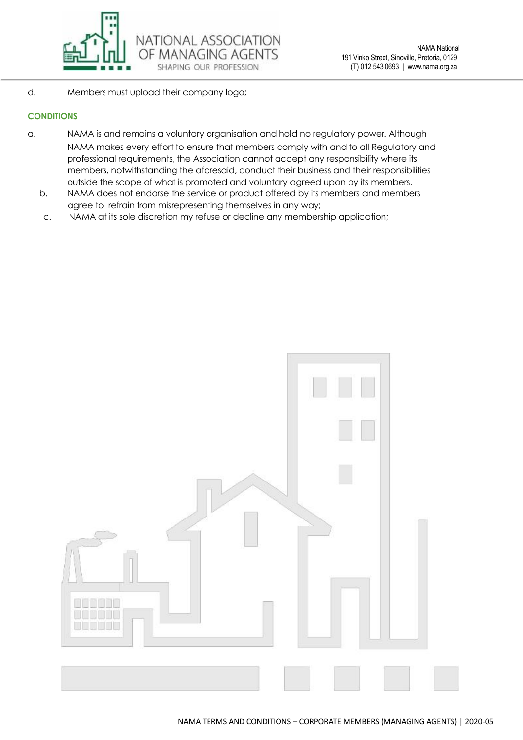d. Members must upload their company logo;

## CONDITIONS

a. NAMA is and remains a voluntary organisation and hold no regulatory power. Although NAMA makes every effort to ensure that members comply with and to all Regulatory and professional requirements, the Association cannot accept any responsibility where its members, notwithstanding the aforesaid, conduct their business and their responsibilities outside the scope of what is promoted and voluntary agreed upon by its members.

b. NAMA does not endorse the service or product offered by its members and members agree to refrain from misrepresenting themselves in any way;

c. NAMA at its sole discretion my refuse or decline any membership application;